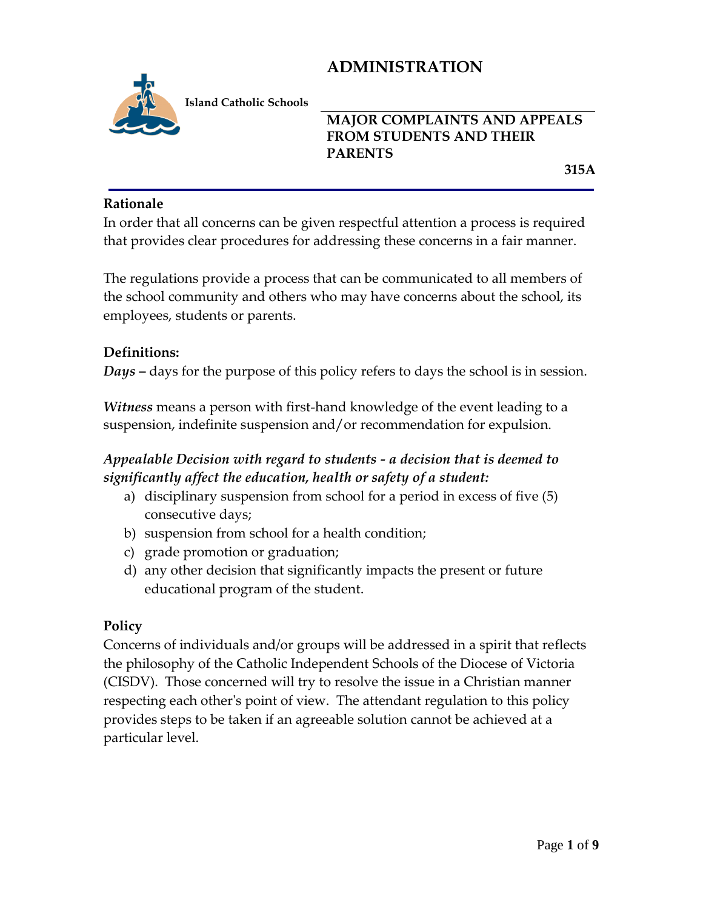# ADMINISTRATION

**Island Catholic Schools**

## MAJOR COMPLAINTS AND APPEALS FROM STUDENTS AND THEIR PARENTS

**315A**

### Rationale

In order that all concerns can be given respectful attention a process is required that provides clear procedures for addressing these concerns in a fair manner.

The regulations provide a process that can be communicated to all members of the school community and others who may have concerns about the school, its employees, students or parents.

### Definitions:

***Days*** **–** days for the purpose of this policy refers to days the school is in session.

***Witness*** means a person with first-hand knowledge of the event leading to a suspension, indefinite suspension and/or recommendation for expulsion.

***Appealable Decision with regard to students - a decision that is deemed to significantly affect the education, health or safety of a student:***

a) disciplinary suspension from school for a period in excess of five (5) consecutive days;
b) suspension from school for a health condition;
c) grade promotion or graduation;
d) any other decision that significantly impacts the present or future educational program of the student.

### Policy

Concerns of individuals and/or groups will be addressed in a spirit that reflects the philosophy of the Catholic Independent Schools of the Diocese of Victoria (CISDV). Those concerned will try to resolve the issue in a Christian manner respecting each other's point of view. The attendant regulation to this policy provides steps to be taken if an agreeable solution cannot be achieved at a particular level.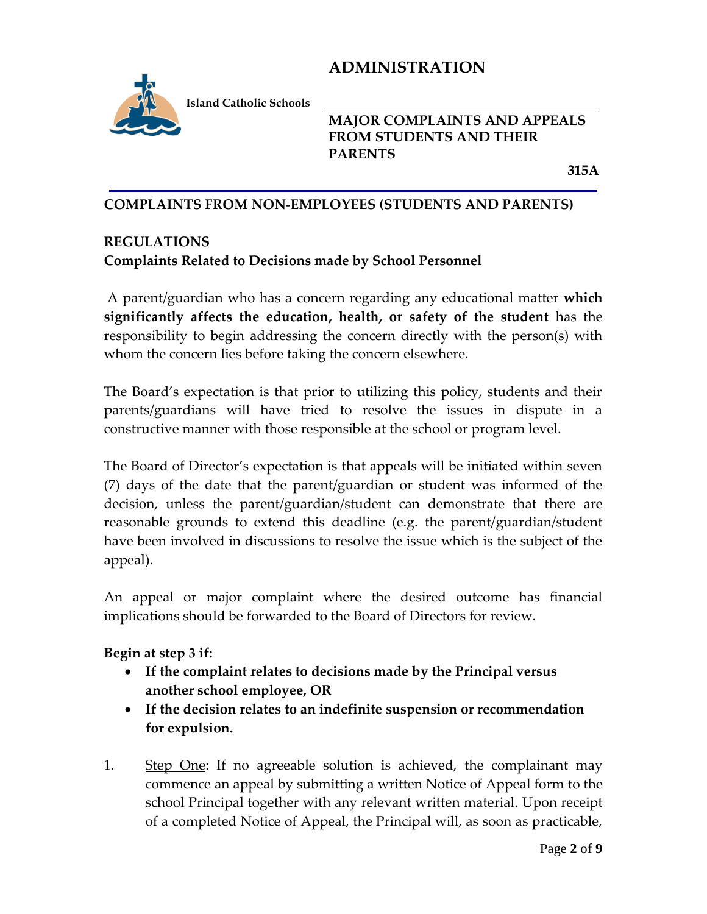## COMPLAINTS FROM NON-EMPLOYEES (STUDENTS AND PARENTS)

### REGULATIONS

**Complaints Related to Decisions made by School Personnel**

A parent/guardian who has a concern regarding any educational matter **which significantly affects the education, health, or safety of the student** has the responsibility to begin addressing the concern directly with the person(s) with whom the concern lies before taking the concern elsewhere.

The Board's expectation is that prior to utilizing this policy, students and their parents/guardians will have tried to resolve the issues in dispute in a constructive manner with those responsible at the school or program level.

The Board of Director's expectation is that appeals will be initiated within seven (7) days of the date that the parent/guardian or student was informed of the decision, unless the parent/guardian/student can demonstrate that there are reasonable grounds to extend this deadline (e.g. the parent/guardian/student have been involved in discussions to resolve the issue which is the subject of the appeal).

An appeal or major complaint where the desired outcome has financial implications should be forwarded to the Board of Directors for review.

**Begin at step 3 if:**

- **If the complaint relates to decisions made by the Principal versus another school employee, OR**
- **If the decision relates to an indefinite suspension or recommendation for expulsion.**

1. Step One: If no agreeable solution is achieved, the complainant may commence an appeal by submitting a written Notice of Appeal form to the school Principal together with any relevant written material. Upon receipt of a completed Notice of Appeal, the Principal will, as soon as practicable,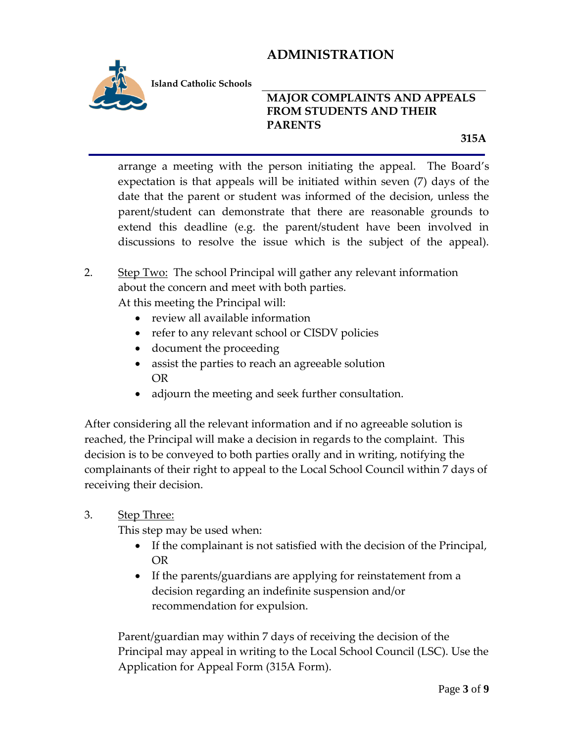arrange a meeting with the person initiating the appeal. The Board's expectation is that appeals will be initiated within seven (7) days of the date that the parent or student was informed of the decision, unless the parent/student can demonstrate that there are reasonable grounds to extend this deadline (e.g. the parent/student have been involved in discussions to resolve the issue which is the subject of the appeal).

2. Step Two: The school Principal will gather any relevant information about the concern and meet with both parties.
   At this meeting the Principal will:
   - review all available information
   - refer to any relevant school or CISDV policies
   - document the proceeding
   - assist the parties to reach an agreeable solution
     OR
   - adjourn the meeting and seek further consultation.

After considering all the relevant information and if no agreeable solution is reached, the Principal will make a decision in regards to the complaint. This decision is to be conveyed to both parties orally and in writing, notifying the complainants of their right to appeal to the Local School Council within 7 days of receiving their decision.

3. Step Three:
   This step may be used when:
   - If the complainant is not satisfied with the decision of the Principal, OR
   - If the parents/guardians are applying for reinstatement from a decision regarding an indefinite suspension and/or recommendation for expulsion.

   Parent/guardian may within 7 days of receiving the decision of the Principal may appeal in writing to the Local School Council (LSC). Use the Application for Appeal Form (315A Form).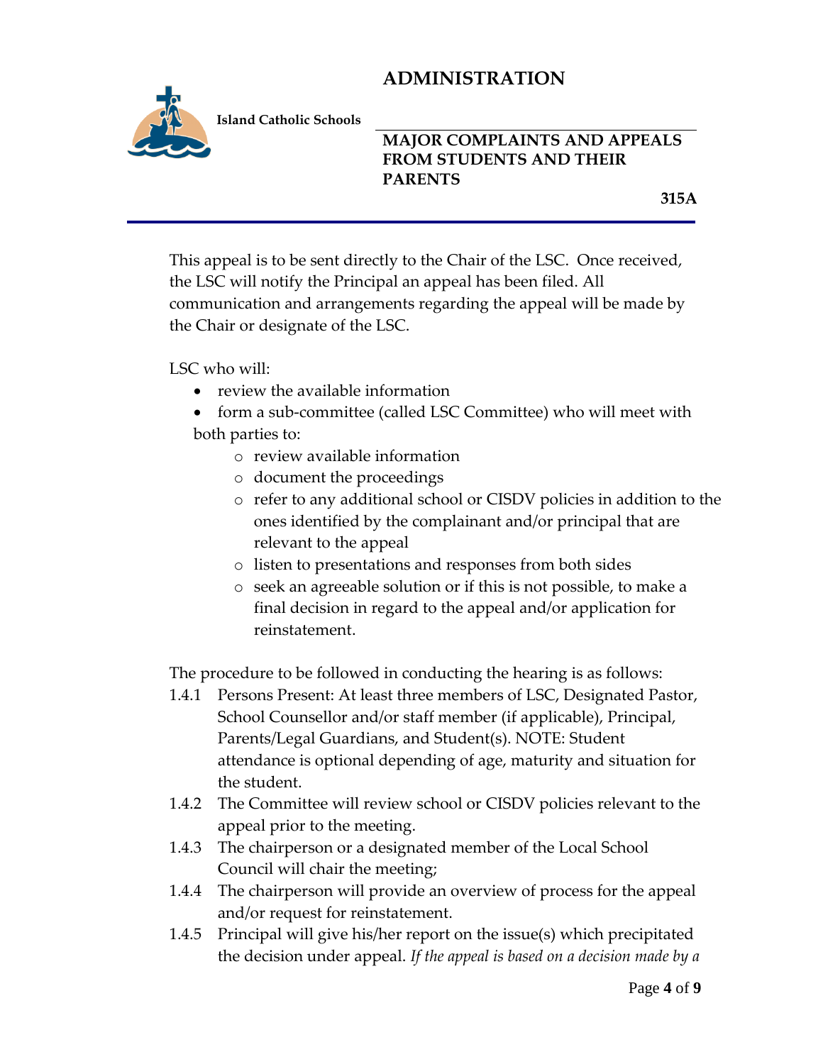This appeal is to be sent directly to the Chair of the LSC. Once received, the LSC will notify the Principal an appeal has been filed. All communication and arrangements regarding the appeal will be made by the Chair or designate of the LSC.

LSC who will:

- review the available information
- form a sub-committee (called LSC Committee) who will meet with both parties to:
  - review available information
  - document the proceedings
  - refer to any additional school or CISDV policies in addition to the ones identified by the complainant and/or principal that are relevant to the appeal
  - listen to presentations and responses from both sides
  - seek an agreeable solution or if this is not possible, to make a final decision in regard to the appeal and/or application for reinstatement.

The procedure to be followed in conducting the hearing is as follows:

1.4.1 Persons Present: At least three members of LSC, Designated Pastor, School Counsellor and/or staff member (if applicable), Principal, Parents/Legal Guardians, and Student(s). NOTE: Student attendance is optional depending of age, maturity and situation for the student.

1.4.2 The Committee will review school or CISDV policies relevant to the appeal prior to the meeting.

1.4.3 The chairperson or a designated member of the Local School Council will chair the meeting;

1.4.4 The chairperson will provide an overview of process for the appeal and/or request for reinstatement.

1.4.5 Principal will give his/her report on the issue(s) which precipitated the decision under appeal. *If the appeal is based on a decision made by a*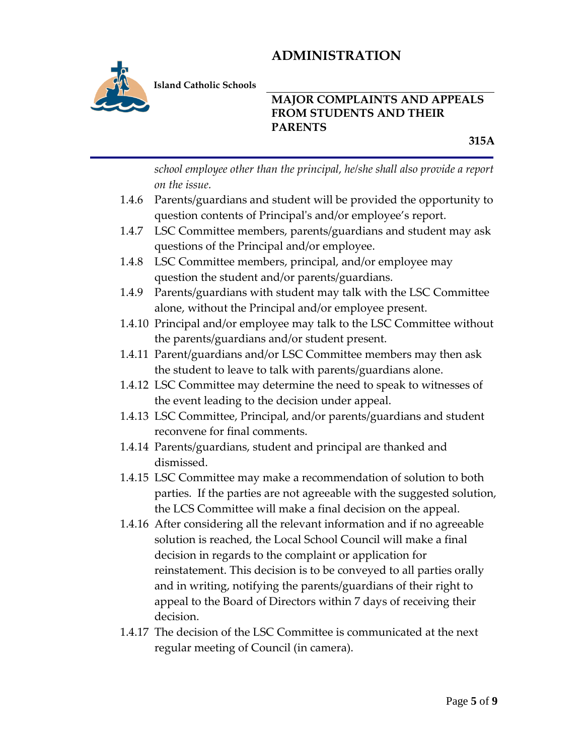*school employee other than the principal, he/she shall also provide a report on the issue.*

1.4.6 Parents/guardians and student will be provided the opportunity to question contents of Principal's and/or employee's report.

1.4.7 LSC Committee members, parents/guardians and student may ask questions of the Principal and/or employee.

1.4.8 LSC Committee members, principal, and/or employee may question the student and/or parents/guardians.

1.4.9 Parents/guardians with student may talk with the LSC Committee alone, without the Principal and/or employee present.

1.4.10 Principal and/or employee may talk to the LSC Committee without the parents/guardians and/or student present.

1.4.11 Parent/guardians and/or LSC Committee members may then ask the student to leave to talk with parents/guardians alone.

1.4.12 LSC Committee may determine the need to speak to witnesses of the event leading to the decision under appeal.

1.4.13 LSC Committee, Principal, and/or parents/guardians and student reconvene for final comments.

1.4.14 Parents/guardians, student and principal are thanked and dismissed.

1.4.15 LSC Committee may make a recommendation of solution to both parties. If the parties are not agreeable with the suggested solution, the LCS Committee will make a final decision on the appeal.

1.4.16 After considering all the relevant information and if no agreeable solution is reached, the Local School Council will make a final decision in regards to the complaint or application for reinstatement. This decision is to be conveyed to all parties orally and in writing, notifying the parents/guardians of their right to appeal to the Board of Directors within 7 days of receiving their decision.

1.4.17 The decision of the LSC Committee is communicated at the next regular meeting of Council (in camera).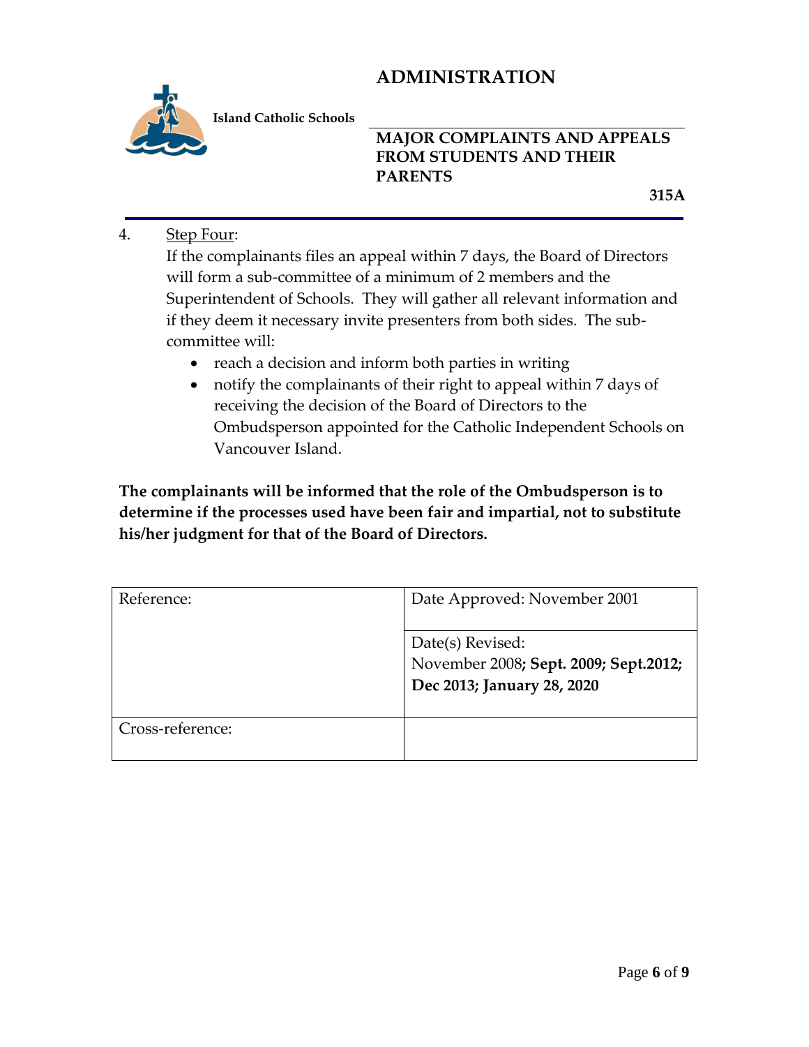4. Step Four:
   If the complainants files an appeal within 7 days, the Board of Directors will form a sub-committee of a minimum of 2 members and the Superintendent of Schools. They will gather all relevant information and if they deem it necessary invite presenters from both sides. The sub-committee will:
   - reach a decision and inform both parties in writing
   - notify the complainants of their right to appeal within 7 days of receiving the decision of the Board of Directors to the Ombudsperson appointed for the Catholic Independent Schools on Vancouver Island.

**The complainants will be informed that the role of the Ombudsperson is to determine if the processes used have been fair and impartial, not to substitute his/her judgment for that of the Board of Directors.**

| Reference: | Date Approved: November 2001 |
|---|---|
| | Date(s) Revised: November 2008**; Sept. 2009; Sept.2012; Dec 2013; January 28, 2020** |
| Cross-reference: | |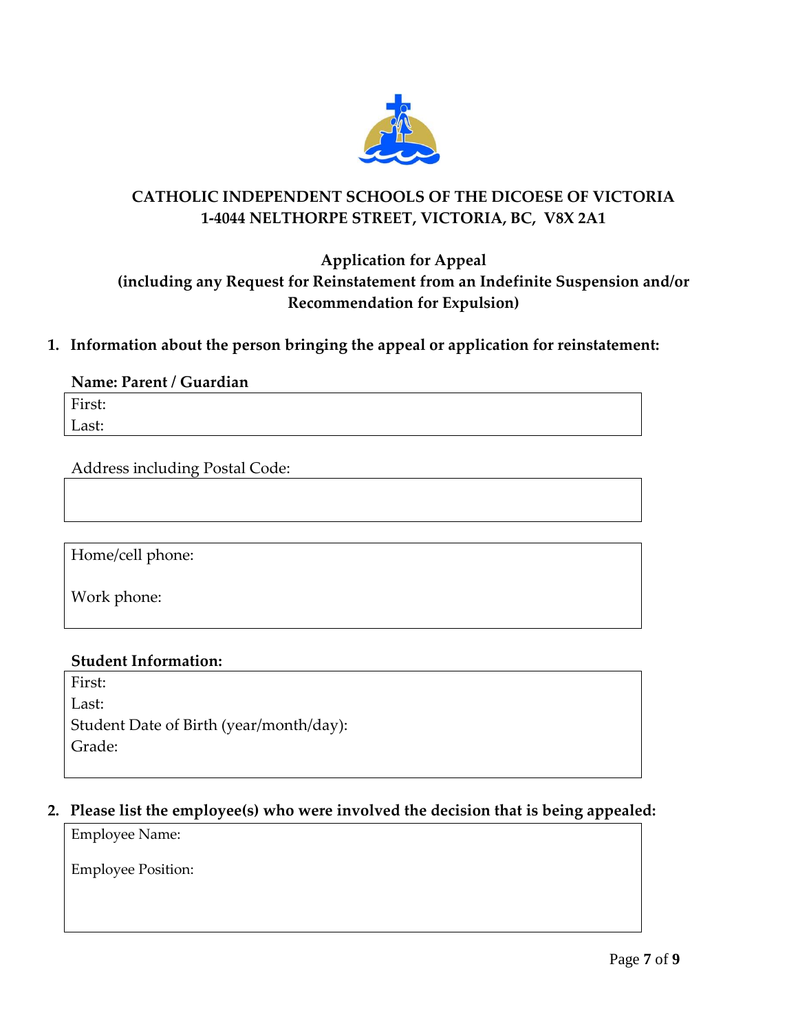**CATHOLIC INDEPENDENT SCHOOLS OF THE DICOESE OF VICTORIA**
**1-4044 NELTHORPE STREET, VICTORIA, BC, V8X 2A1**

## Application for Appeal
### (including any Request for Reinstatement from an Indefinite Suspension and/or Recommendation for Expulsion)

**1. Information about the person bringing the appeal or application for reinstatement:**

**Name: Parent / Guardian**

First:

Last:

Address including Postal Code:

Home/cell phone:

Work phone:

**Student Information:**

First:

Last:

Student Date of Birth (year/month/day):

Grade:

**2. Please list the employee(s) who were involved the decision that is being appealed:**

Employee Name:

Employee Position: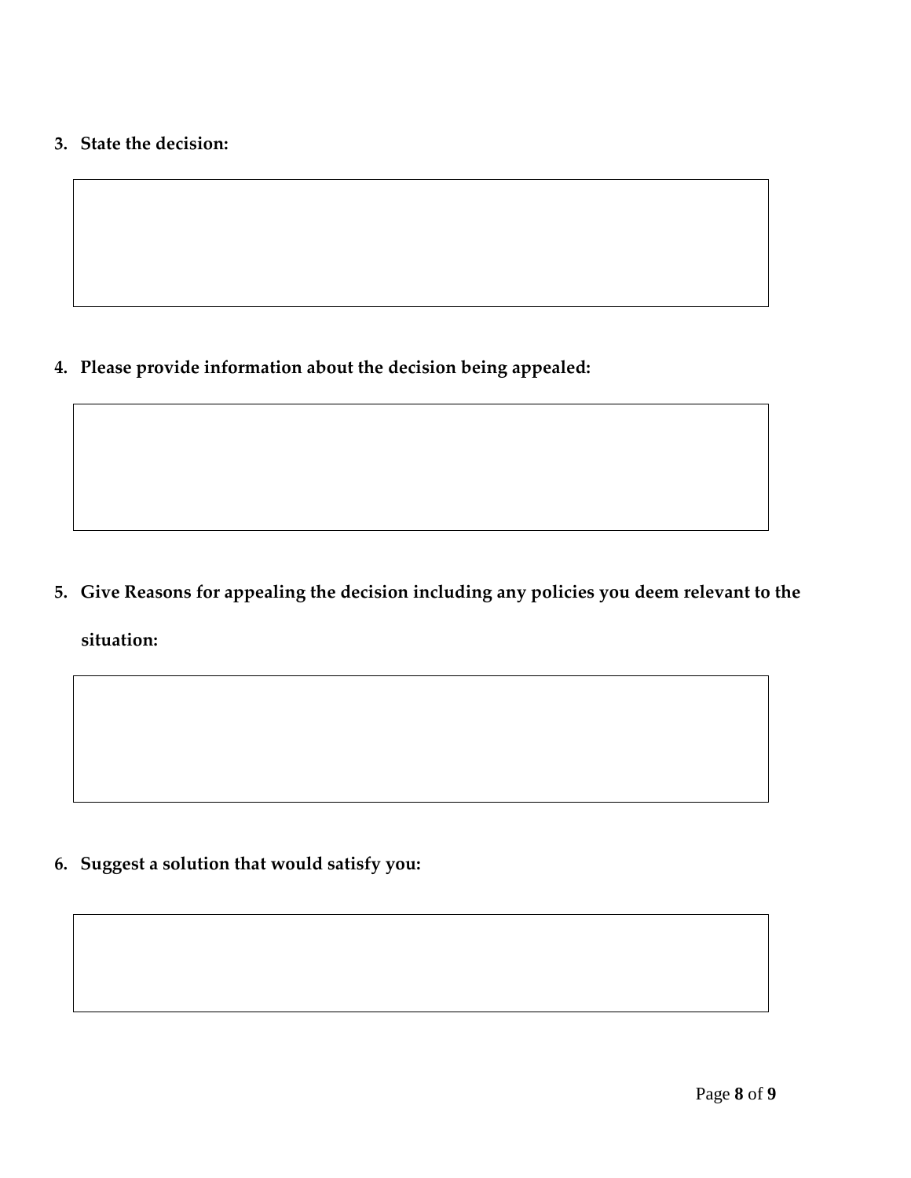3. **State the decision:**

|   |
|---|
|   |

4. **Please provide information about the decision being appealed:**

|   |
|---|
|   |

5. **Give Reasons for appealing the decision including any policies you deem relevant to the situation:**

|   |
|---|
|   |

6. **Suggest a solution that would satisfy you:**

|   |
|---|
|   |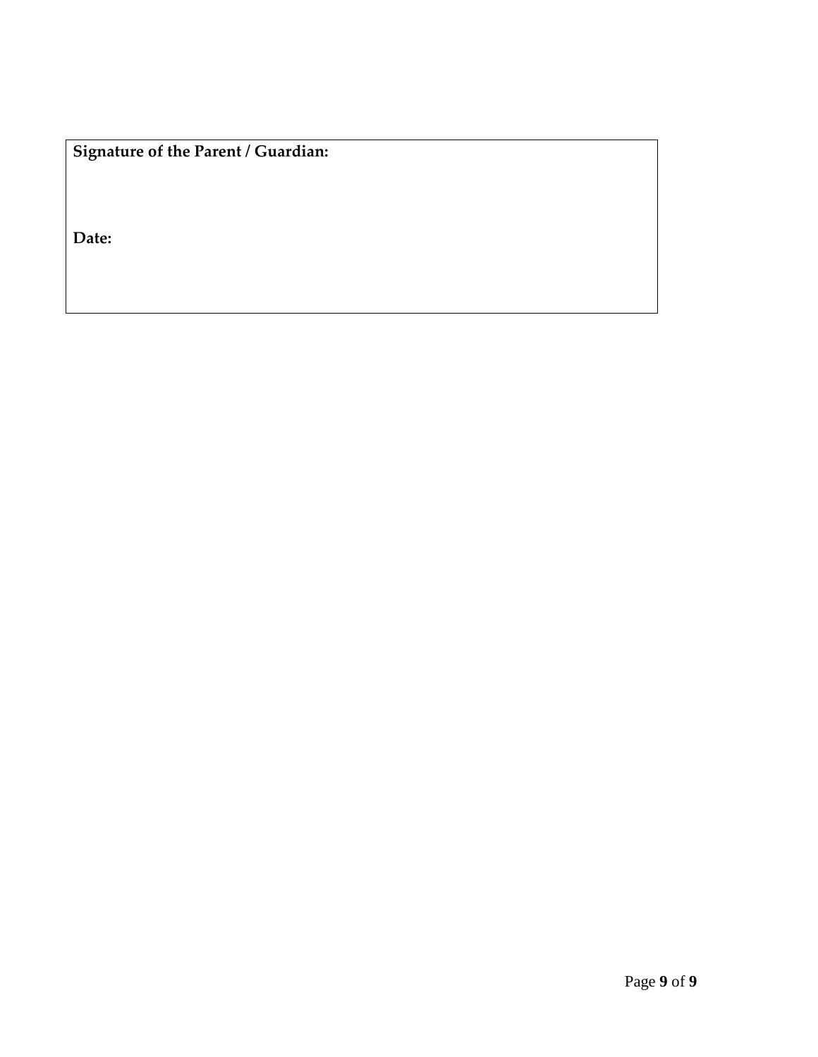**Signature of the Parent / Guardian:**

**Date:**